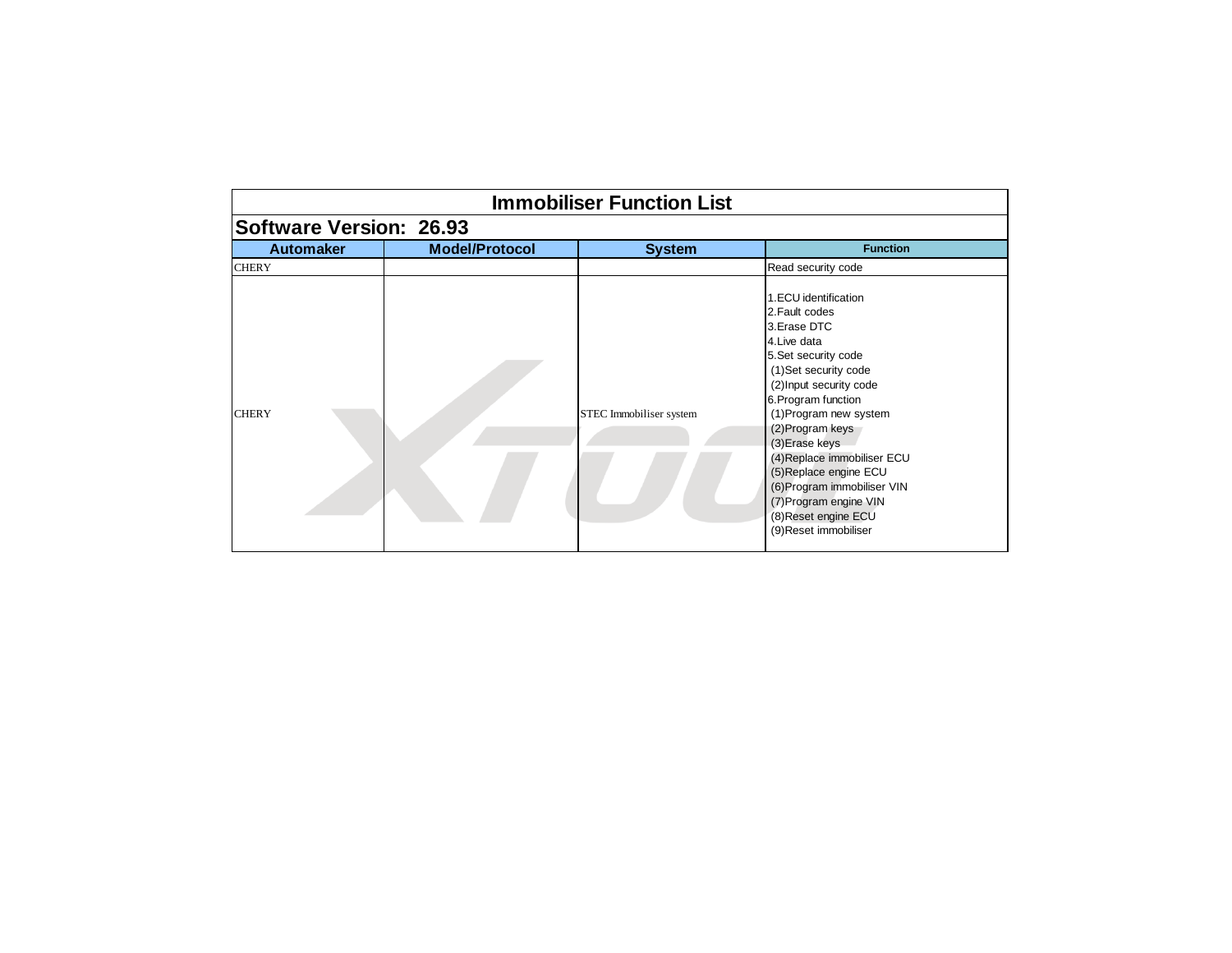# Immobiliser Function List

## Software Version: 26.93

| Automaker | Model/Protocol | System | Function |
| --- | --- | --- | --- |
| CHERY | | | Read security code |
| CHERY | | STEC Immobiliser system | 1.ECU identification<br>2.Fault codes<br>3.Erase DTC<br>4.Live data<br>5.Set security code<br>(1)Set security code<br>(2)Input security code<br>6.Program function<br>(1)Program new system<br>(2)Program keys<br>(3)Erase keys<br>(4)Replace immobiliser ECU<br>(5)Replace engine ECU<br>(6)Program immobiliser VIN<br>(7)Program engine VIN<br>(8)Reset engine ECU<br>(9)Reset immobiliser |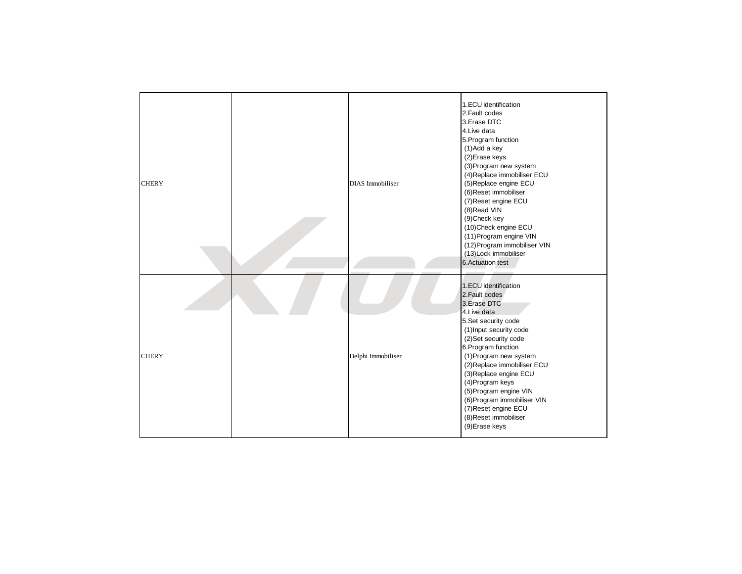| | | | |
|---|---|---|---|
| CHERY | | DIAS Immobiliser | 1.ECU identification<br>2.Fault codes<br>3.Erase DTC<br>4.Live data<br>5.Program function<br>(1)Add a key<br>(2)Erase keys<br>(3)Program new system<br>(4)Replace immobiliser ECU<br>(5)Replace engine ECU<br>(6)Reset immobiliser<br>(7)Reset engine ECU<br>(8)Read VIN<br>(9)Check key<br>(10)Check engine ECU<br>(11)Program engine VIN<br>(12)Program immobiliser VIN<br>(13)Lock immobiliser<br>6.Actuation test |
| CHERY | | Delphi Immobiliser | 1.ECU identification<br>2.Fault codes<br>3.Erase DTC<br>4.Live data<br>5.Set security code<br>(1)Input security code<br>(2)Set security code<br>6.Program function<br>(1)Program new system<br>(2)Replace immobiliser ECU<br>(3)Replace engine ECU<br>(4)Program keys<br>(5)Program engine VIN<br>(6)Program immobiliser VIN<br>(7)Reset engine ECU<br>(8)Reset immobiliser<br>(9)Erase keys |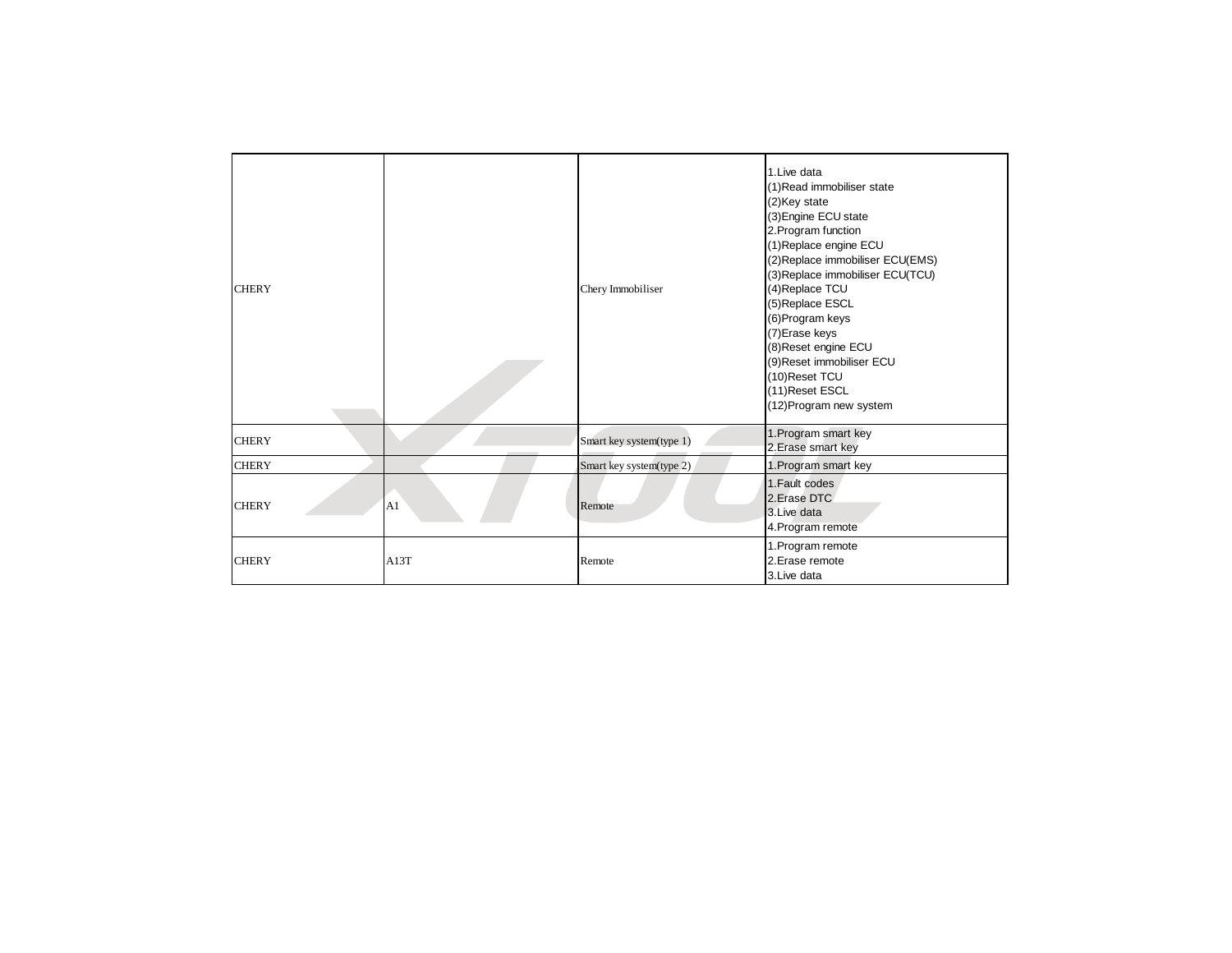| CHERY | | Chery Immobiliser | 1.Live data<br>(1)Read immobiliser state<br>(2)Key state<br>(3)Engine ECU state<br>2.Program function<br>(1)Replace engine ECU<br>(2)Replace immobiliser ECU(EMS)<br>(3)Replace immobiliser ECU(TCU)<br>(4)Replace TCU<br>(5)Replace ESCL<br>(6)Program keys<br>(7)Erase keys<br>(8)Reset engine ECU<br>(9)Reset immobiliser ECU<br>(10)Reset TCU<br>(11)Reset ESCL<br>(12)Program new system |
|---|---|---|---|
| CHERY | | Smart key system(type 1) | 1.Program smart key<br>2.Erase smart key |
| CHERY | | Smart key system(type 2) | 1.Program smart key |
| CHERY | A1 | Remote | 1.Fault codes<br>2.Erase DTC<br>3.Live data<br>4.Program remote |
| CHERY | A13T | Remote | 1.Program remote<br>2.Erase remote<br>3.Live data |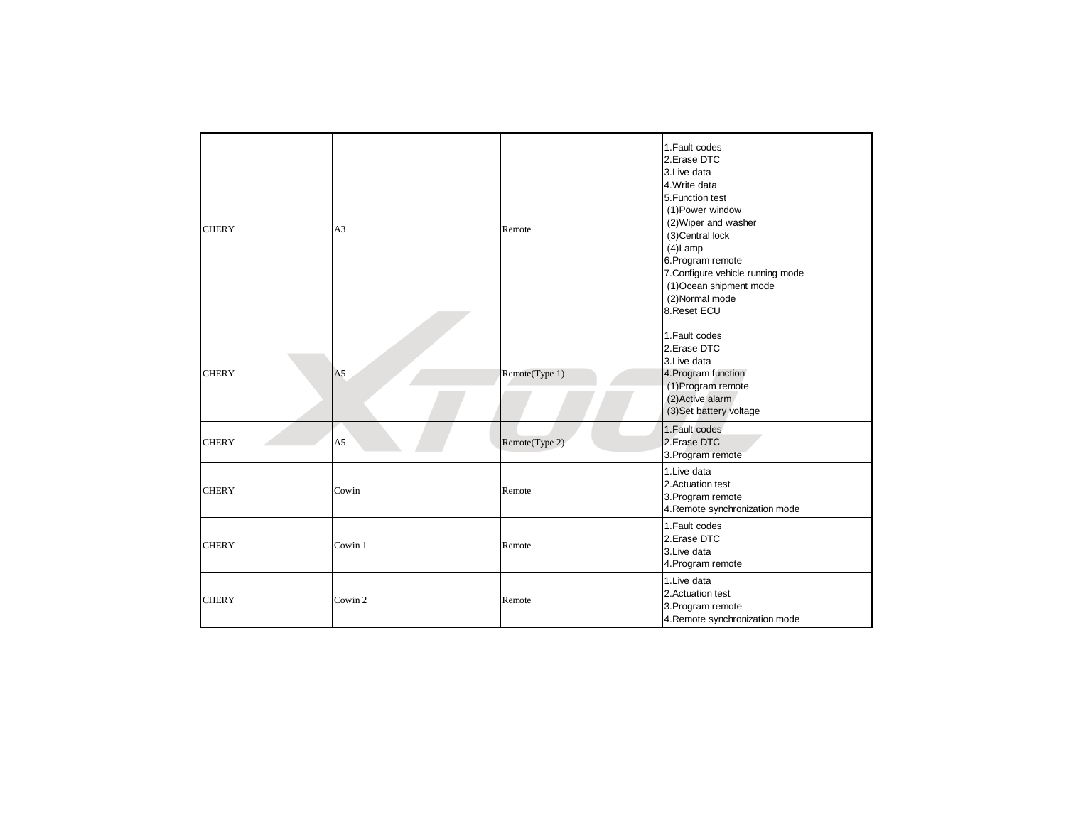| CHERY | A3 | Remote | 1.Fault codes<br>2.Erase DTC<br>3.Live data<br>4.Write data<br>5.Function test<br>(1)Power window<br>(2)Wiper and washer<br>(3)Central lock<br>(4)Lamp<br>6.Program remote<br>7.Configure vehicle running mode<br>(1)Ocean shipment mode<br>(2)Normal mode<br>8.Reset ECU |
|---|---|---|---|
| CHERY | A5 | Remote(Type 1) | 1.Fault codes<br>2.Erase DTC<br>3.Live data<br>4.Program function<br>(1)Program remote<br>(2)Active alarm<br>(3)Set battery voltage |
| CHERY | A5 | Remote(Type 2) | 1.Fault codes<br>2.Erase DTC<br>3.Program remote |
| CHERY | Cowin | Remote | 1.Live data<br>2.Actuation test<br>3.Program remote<br>4.Remote synchronization mode |
| CHERY | Cowin 1 | Remote | 1.Fault codes<br>2.Erase DTC<br>3.Live data<br>4.Program remote |
| CHERY | Cowin 2 | Remote | 1.Live data<br>2.Actuation test<br>3.Program remote<br>4.Remote synchronization mode |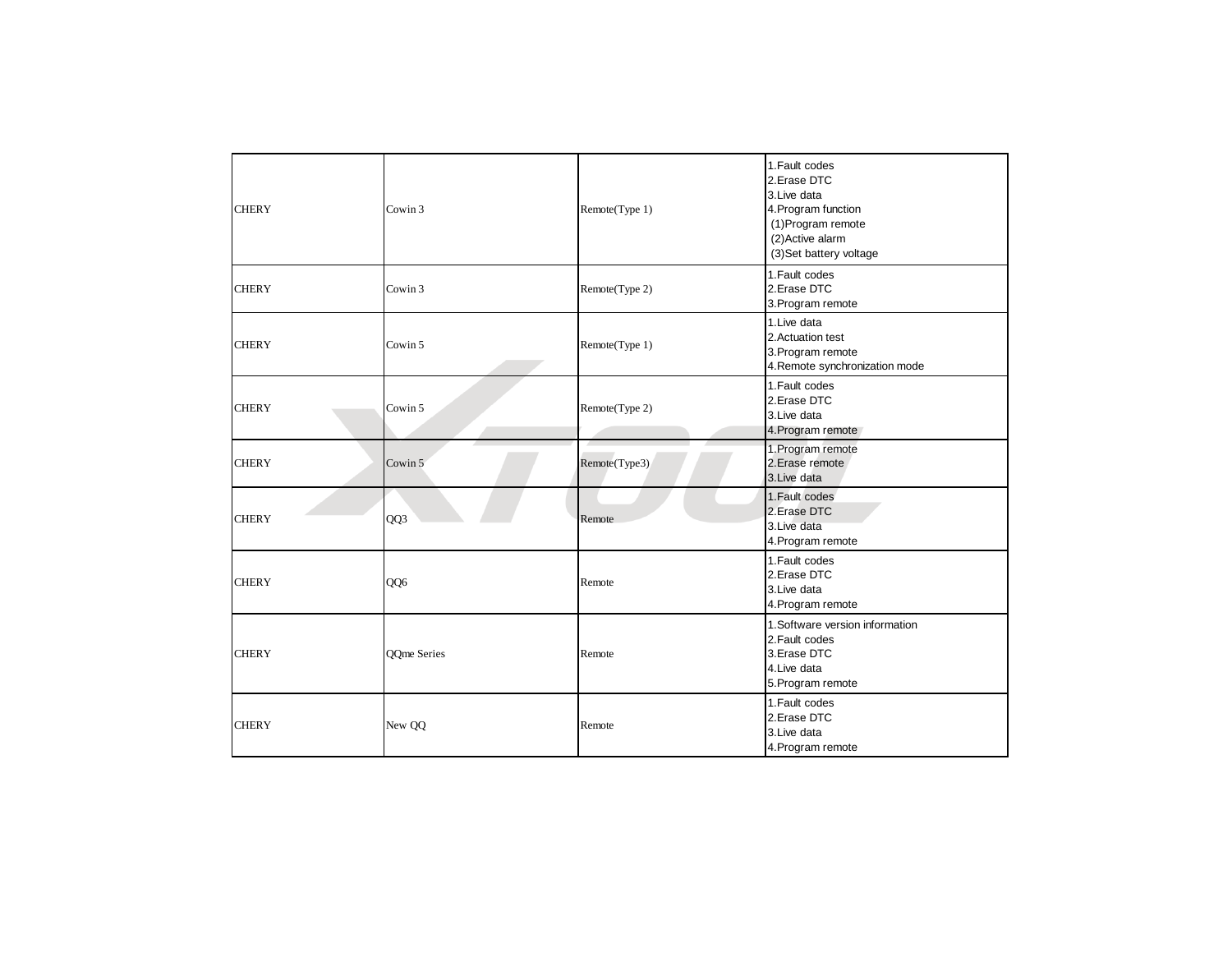| CHERY | Cowin 3 | Remote(Type 1) | 1.Fault codes<br>2.Erase DTC<br>3.Live data<br>4.Program function<br>(1)Program remote<br>(2)Active alarm<br>(3)Set battery voltage |
|---|---|---|---|
| CHERY | Cowin 3 | Remote(Type 2) | 1.Fault codes<br>2.Erase DTC<br>3.Program remote |
| CHERY | Cowin 5 | Remote(Type 1) | 1.Live data<br>2.Actuation test<br>3.Program remote<br>4.Remote synchronization mode |
| CHERY | Cowin 5 | Remote(Type 2) | 1.Fault codes<br>2.Erase DTC<br>3.Live data<br>4.Program remote |
| CHERY | Cowin 5 | Remote(Type3) | 1.Program remote<br>2.Erase remote<br>3.Live data |
| CHERY | QQ3 | Remote | 1.Fault codes<br>2.Erase DTC<br>3.Live data<br>4.Program remote |
| CHERY | QQ6 | Remote | 1.Fault codes<br>2.Erase DTC<br>3.Live data<br>4.Program remote |
| CHERY | QQme Series | Remote | 1.Software version information<br>2.Fault codes<br>3.Erase DTC<br>4.Live data<br>5.Program remote |
| CHERY | New QQ | Remote | 1.Fault codes<br>2.Erase DTC<br>3.Live data<br>4.Program remote |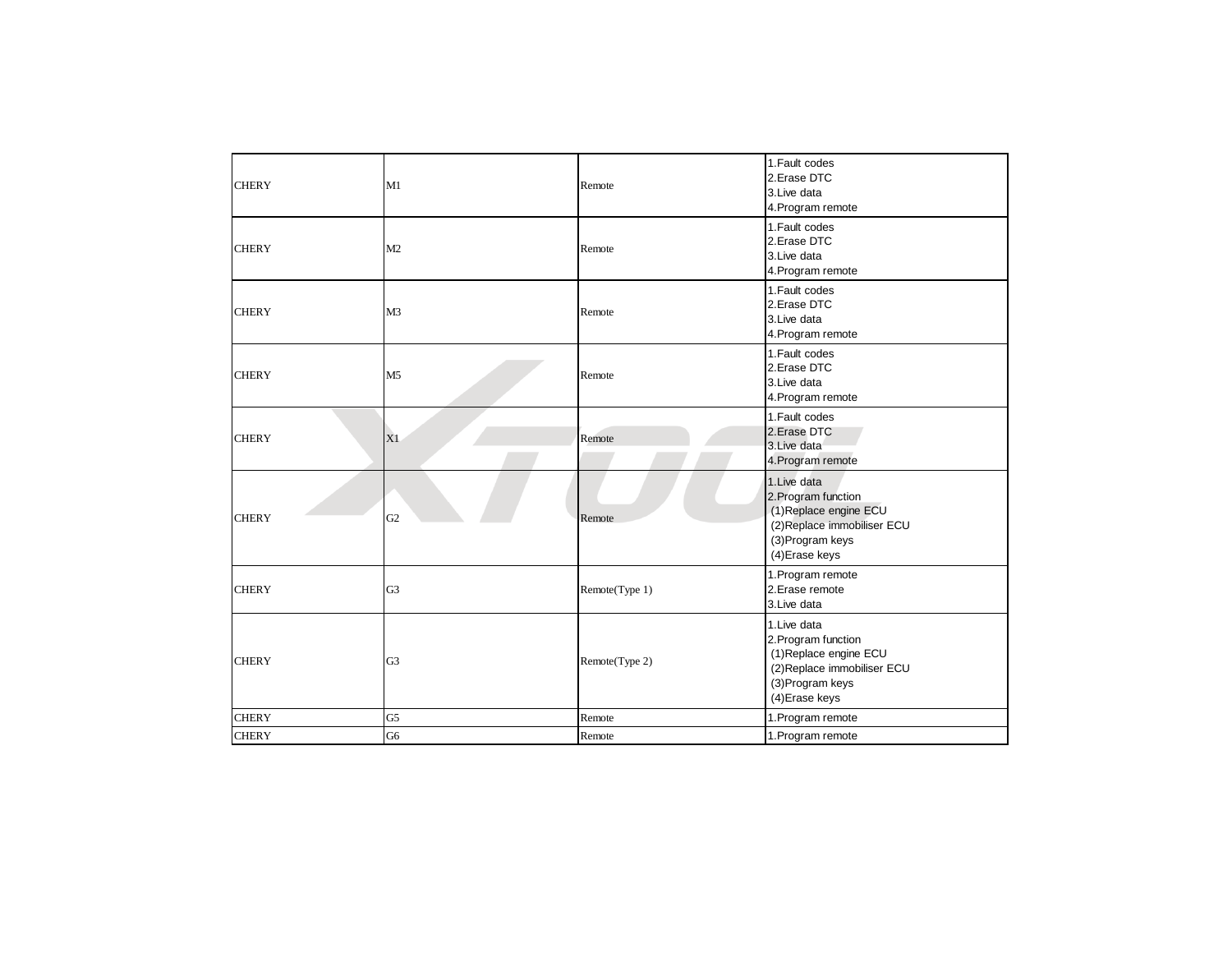| | | | |
|---|---|---|---|
| CHERY | M1 | Remote | 1.Fault codes<br>2.Erase DTC<br>3.Live data<br>4.Program remote |
| CHERY | M2 | Remote | 1.Fault codes<br>2.Erase DTC<br>3.Live data<br>4.Program remote |
| CHERY | M3 | Remote | 1.Fault codes<br>2.Erase DTC<br>3.Live data<br>4.Program remote |
| CHERY | M5 | Remote | 1.Fault codes<br>2.Erase DTC<br>3.Live data<br>4.Program remote |
| CHERY | X1 | Remote | 1.Fault codes<br>2.Erase DTC<br>3.Live data<br>4.Program remote |
| CHERY | G2 | Remote | 1.Live data<br>2.Program function<br>(1)Replace engine ECU<br>(2)Replace immobiliser ECU<br>(3)Program keys<br>(4)Erase keys |
| CHERY | G3 | Remote(Type 1) | 1.Program remote<br>2.Erase remote<br>3.Live data |
| CHERY | G3 | Remote(Type 2) | 1.Live data<br>2.Program function<br>(1)Replace engine ECU<br>(2)Replace immobiliser ECU<br>(3)Program keys<br>(4)Erase keys |
| CHERY | G5 | Remote | 1.Program remote |
| CHERY | G6 | Remote | 1.Program remote |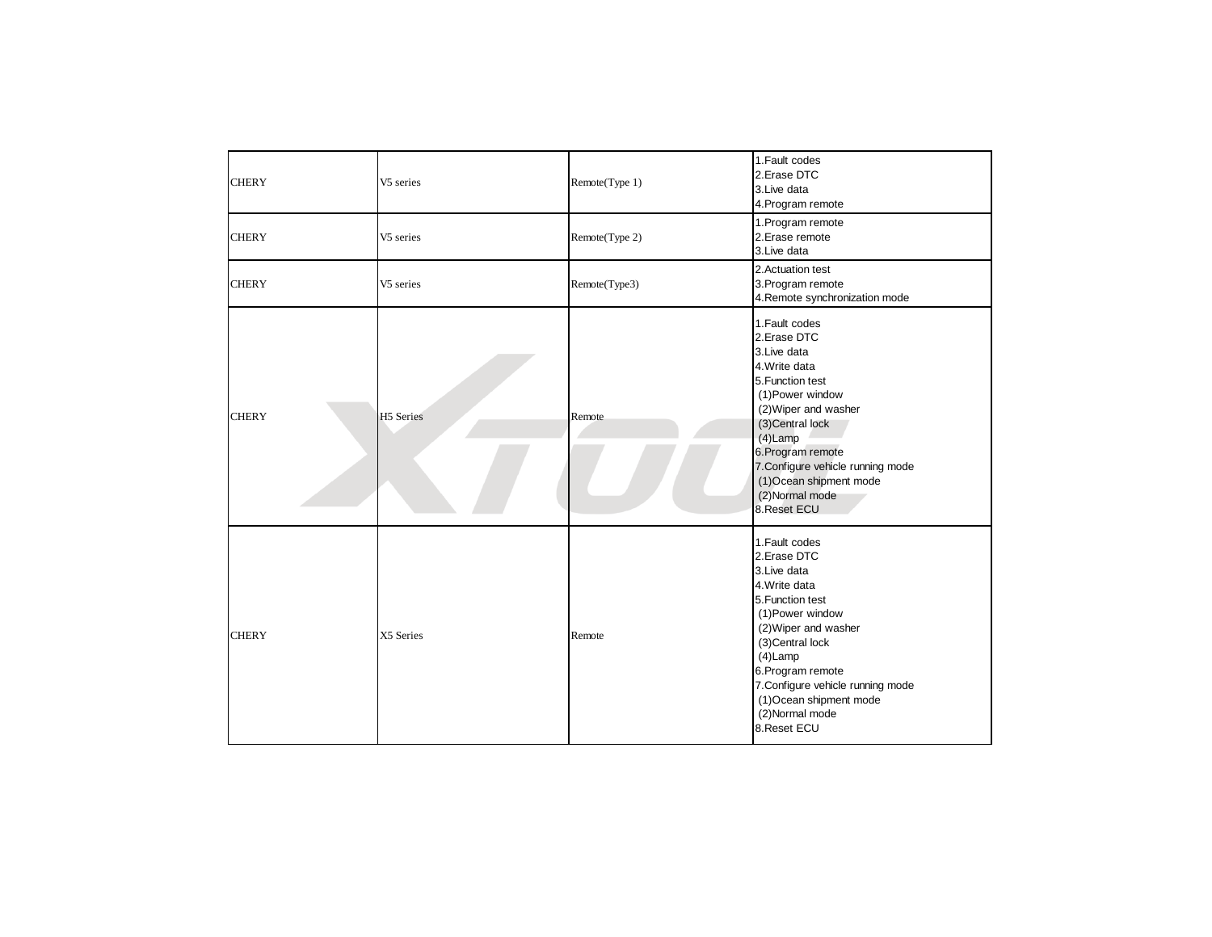| | | | |
|---|---|---|---|
| CHERY | V5 series | Remote(Type 1) | 1.Fault codes<br>2.Erase DTC<br>3.Live data<br>4.Program remote |
| CHERY | V5 series | Remote(Type 2) | 1.Program remote<br>2.Erase remote<br>3.Live data |
| CHERY | V5 series | Remote(Type3) | 2.Actuation test<br>3.Program remote<br>4.Remote synchronization mode |
| CHERY | H5 Series | Remote | 1.Fault codes<br>2.Erase DTC<br>3.Live data<br>4.Write data<br>5.Function test<br>(1)Power window<br>(2)Wiper and washer<br>(3)Central lock<br>(4)Lamp<br>6.Program remote<br>7.Configure vehicle running mode<br>(1)Ocean shipment mode<br>(2)Normal mode<br>8.Reset ECU |
| CHERY | X5 Series | Remote | 1.Fault codes<br>2.Erase DTC<br>3.Live data<br>4.Write data<br>5.Function test<br>(1)Power window<br>(2)Wiper and washer<br>(3)Central lock<br>(4)Lamp<br>6.Program remote<br>7.Configure vehicle running mode<br>(1)Ocean shipment mode<br>(2)Normal mode<br>8.Reset ECU |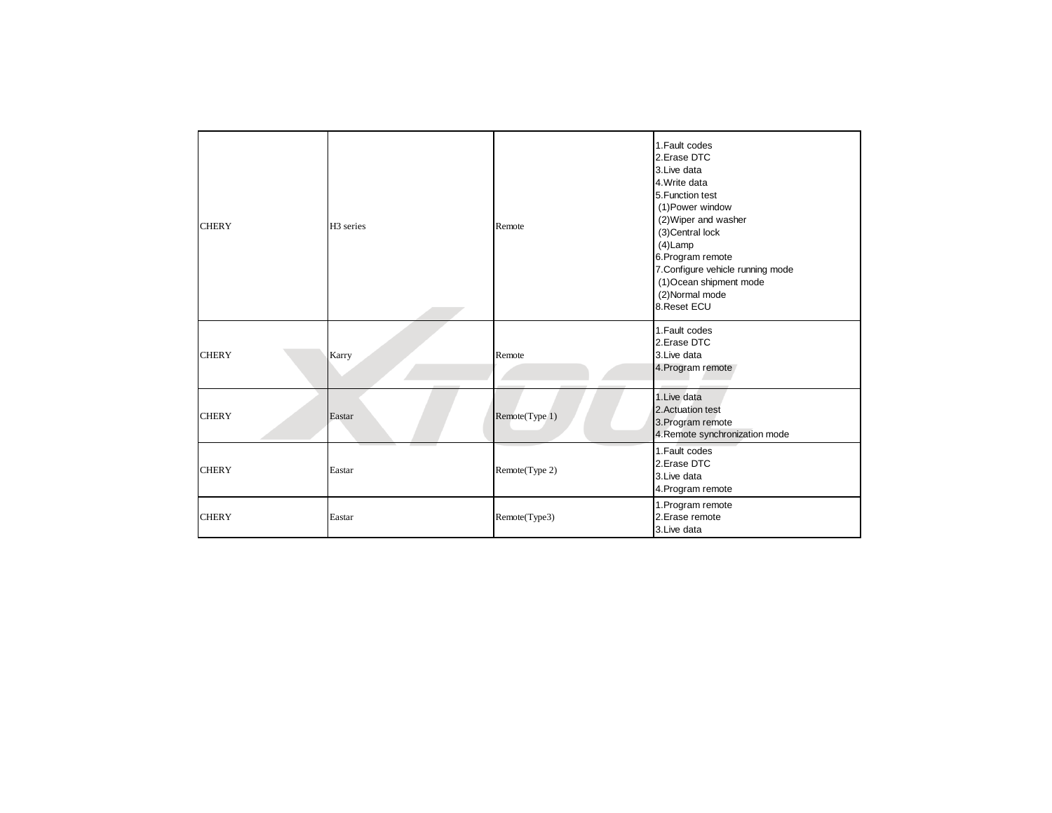| | | | |
|---|---|---|---|
| CHERY | H3 series | Remote | 1.Fault codes<br>2.Erase DTC<br>3.Live data<br>4.Write data<br>5.Function test<br>(1)Power window<br>(2)Wiper and washer<br>(3)Central lock<br>(4)Lamp<br>6.Program remote<br>7.Configure vehicle running mode<br>(1)Ocean shipment mode<br>(2)Normal mode<br>8.Reset ECU |
| CHERY | Karry | Remote | 1.Fault codes<br>2.Erase DTC<br>3.Live data<br>4.Program remote |
| CHERY | Eastar | Remote(Type 1) | 1.Live data<br>2.Actuation test<br>3.Program remote<br>4.Remote synchronization mode |
| CHERY | Eastar | Remote(Type 2) | 1.Fault codes<br>2.Erase DTC<br>3.Live data<br>4.Program remote |
| CHERY | Eastar | Remote(Type3) | 1.Program remote<br>2.Erase remote<br>3.Live data |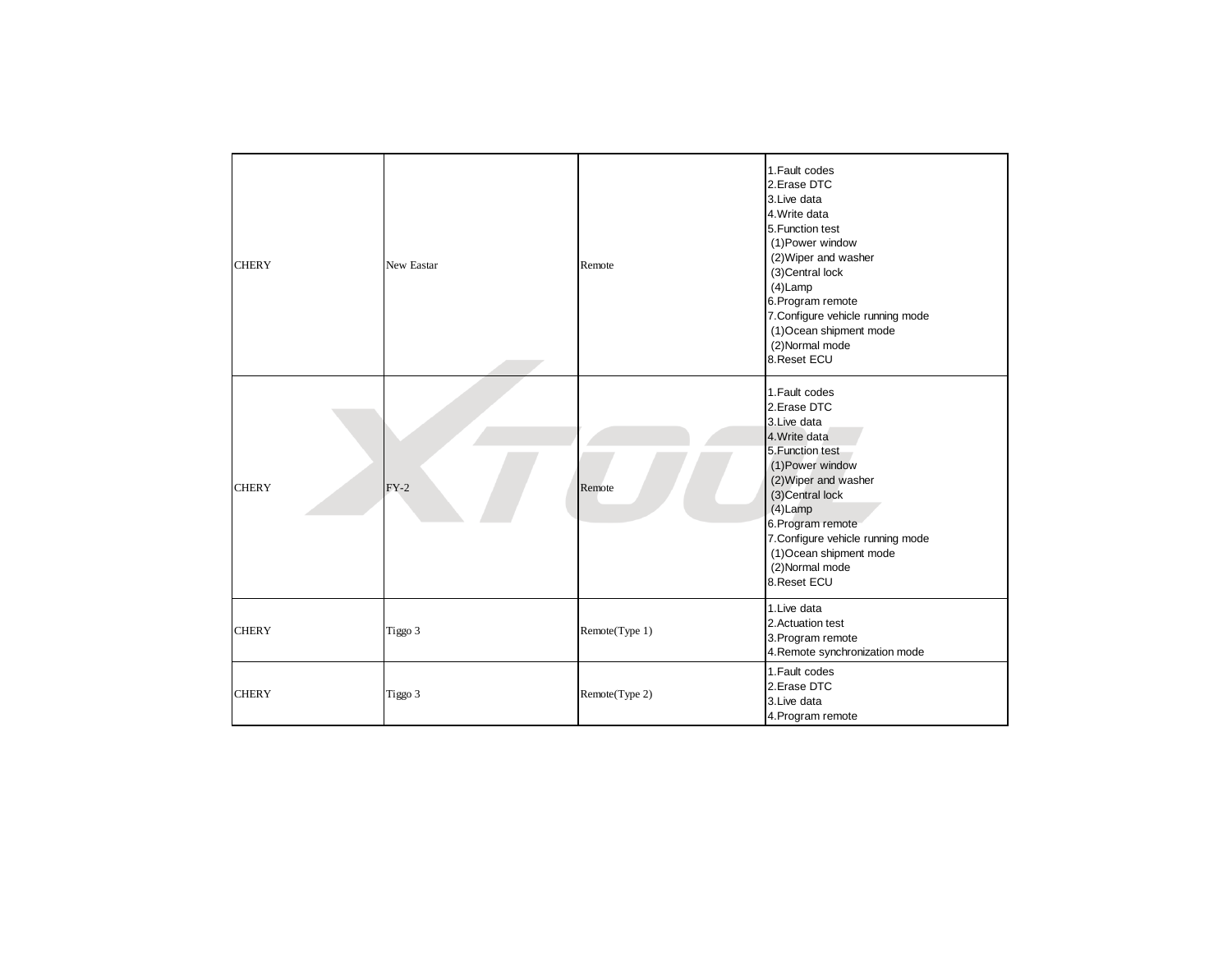| CHERY | New Eastar | Remote | 1.Fault codes<br>2.Erase DTC<br>3.Live data<br>4.Write data<br>5.Function test<br> (1)Power window<br> (2)Wiper and washer<br> (3)Central lock<br> (4)Lamp<br>6.Program remote<br>7.Configure vehicle running mode<br> (1)Ocean shipment mode<br> (2)Normal mode<br>8.Reset ECU |
|---|---|---|---|
| CHERY | FY-2 | Remote | 1.Fault codes<br>2.Erase DTC<br>3.Live data<br>4.Write data<br>5.Function test<br> (1)Power window<br> (2)Wiper and washer<br> (3)Central lock<br> (4)Lamp<br>6.Program remote<br>7.Configure vehicle running mode<br> (1)Ocean shipment mode<br> (2)Normal mode<br>8.Reset ECU |
| CHERY | Tiggo 3 | Remote(Type 1) | 1.Live data<br>2.Actuation test<br>3.Program remote<br>4.Remote synchronization mode |
| CHERY | Tiggo 3 | Remote(Type 2) | 1.Fault codes<br>2.Erase DTC<br>3.Live data<br>4.Program remote |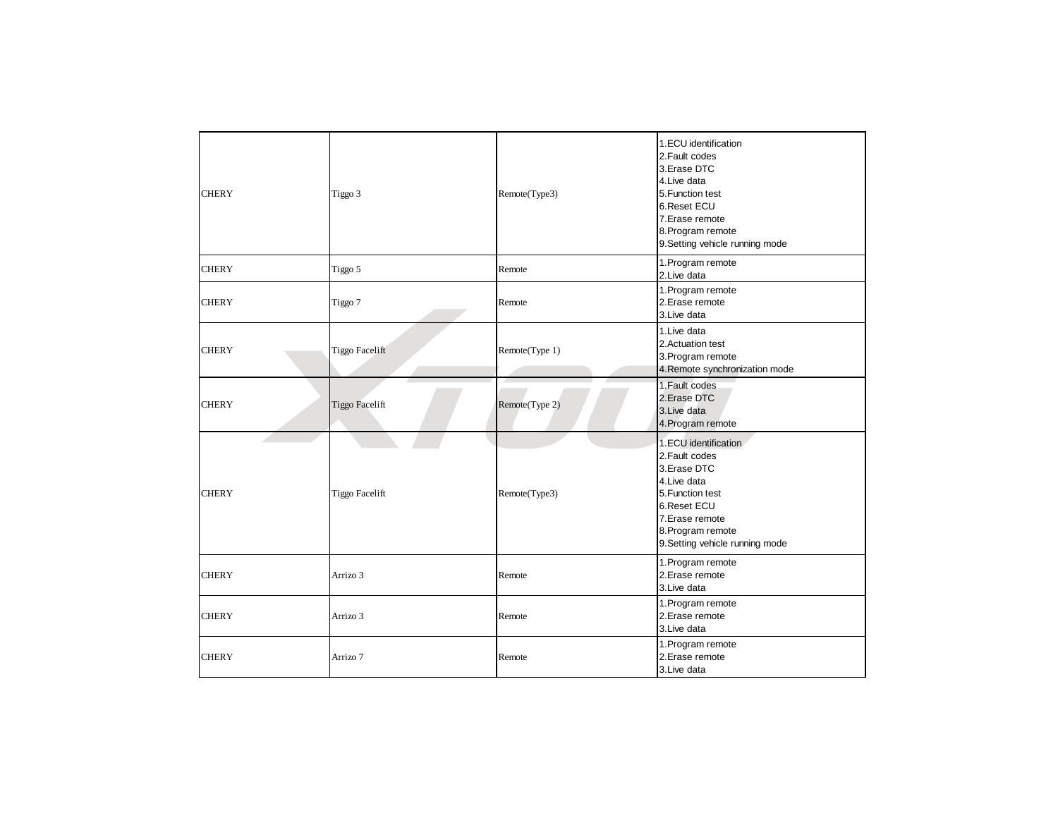| | | | |
|---|---|---|---|
| CHERY | Tiggo 3 | Remote(Type3) | 1.ECU identification<br>2.Fault codes<br>3.Erase DTC<br>4.Live data<br>5.Function test<br>6.Reset ECU<br>7.Erase remote<br>8.Program remote<br>9.Setting vehicle running mode |
| CHERY | Tiggo 5 | Remote | 1.Program remote<br>2.Live data |
| CHERY | Tiggo 7 | Remote | 1.Program remote<br>2.Erase remote<br>3.Live data |
| CHERY | Tiggo Facelift | Remote(Type 1) | 1.Live data<br>2.Actuation test<br>3.Program remote<br>4.Remote synchronization mode |
| CHERY | Tiggo Facelift | Remote(Type 2) | 1.Fault codes<br>2.Erase DTC<br>3.Live data<br>4.Program remote |
| CHERY | Tiggo Facelift | Remote(Type3) | 1.ECU identification<br>2.Fault codes<br>3.Erase DTC<br>4.Live data<br>5.Function test<br>6.Reset ECU<br>7.Erase remote<br>8.Program remote<br>9.Setting vehicle running mode |
| CHERY | Arrizo 3 | Remote | 1.Program remote<br>2.Erase remote<br>3.Live data |
| CHERY | Arrizo 3 | Remote | 1.Program remote<br>2.Erase remote<br>3.Live data |
| CHERY | Arrizo 7 | Remote | 1.Program remote<br>2.Erase remote<br>3.Live data |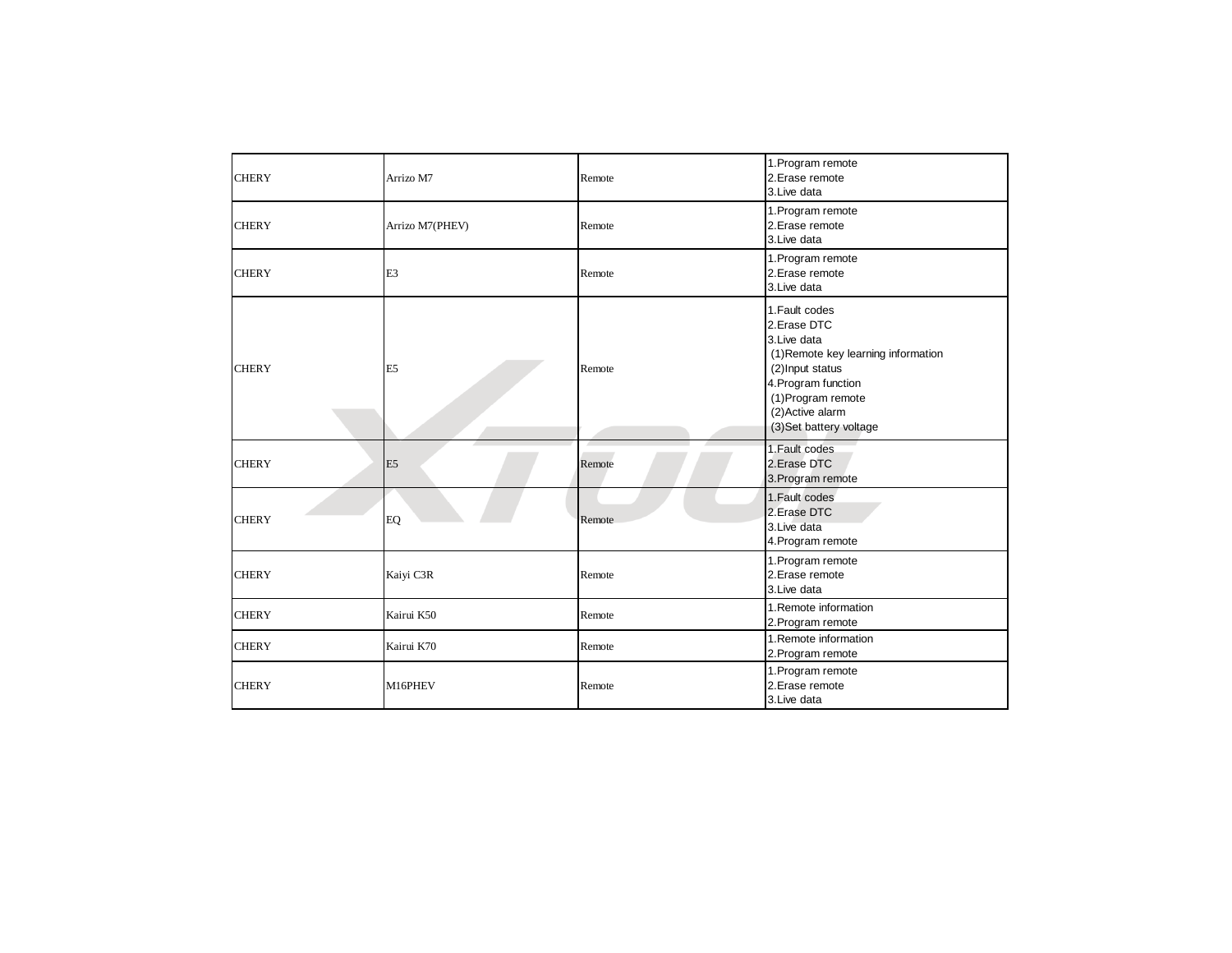| | | | |
|---|---|---|---|
| CHERY | Arrizo M7 | Remote | 1.Program remote<br>2.Erase remote<br>3.Live data |
| CHERY | Arrizo M7(PHEV) | Remote | 1.Program remote<br>2.Erase remote<br>3.Live data |
| CHERY | E3 | Remote | 1.Program remote<br>2.Erase remote<br>3.Live data |
| CHERY | E5 | Remote | 1.Fault codes<br>2.Erase DTC<br>3.Live data<br>(1)Remote key learning information<br>(2)Input status<br>4.Program function<br>(1)Program remote<br>(2)Active alarm<br>(3)Set battery voltage |
| CHERY | E5 | Remote | 1.Fault codes<br>2.Erase DTC<br>3.Program remote |
| CHERY | EQ | Remote | 1.Fault codes<br>2.Erase DTC<br>3.Live data<br>4.Program remote |
| CHERY | Kaiyi C3R | Remote | 1.Program remote<br>2.Erase remote<br>3.Live data |
| CHERY | Kairui K50 | Remote | 1.Remote information<br>2.Program remote |
| CHERY | Kairui K70 | Remote | 1.Remote information<br>2.Program remote |
| CHERY | M16PHEV | Remote | 1.Program remote<br>2.Erase remote<br>3.Live data |